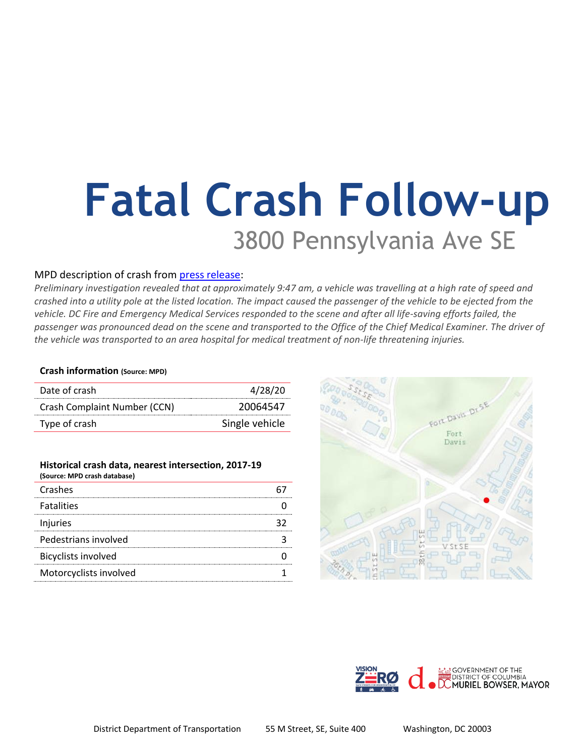# Fatal Crash Follow-up

## 3800 Pennsylvania Ave SE

MPD description of crash from [press release](press release):

*Preliminary investigation revealed that at approximately 9:47 am, a vehicle was travelling at a high rate of speed and crashed into a utility pole at the listed location. The impact caused the passenger of the vehicle to be ejected from the vehicle. DC Fire and Emergency Medical Services responded to the scene and after all life-saving efforts failed, the passenger was pronounced dead on the scene and transported to the Office of the Chief Medical Examiner. The driver of the vehicle was transported to an area hospital for medical treatment of non-life threatening injuries.*

**Crash information (Source: MPD)**

| | |
|---|---|
| Date of crash | 4/28/20 |
| Crash Complaint Number (CCN) | 20064547 |
| Type of crash | Single vehicle |

**Historical crash data, nearest intersection, 2017-19**
**(Source: MPD crash database)**

| | |
|---|---|
| Crashes | 67 |
| Fatalities | 0 |
| Injuries | 32 |
| Pedestrians involved | 3 |
| Bicyclists involved | 0 |
| Motorcyclists involved | 1 |

District Department of Transportation 55 M Street, SE, Suite 400 Washington, DC 20003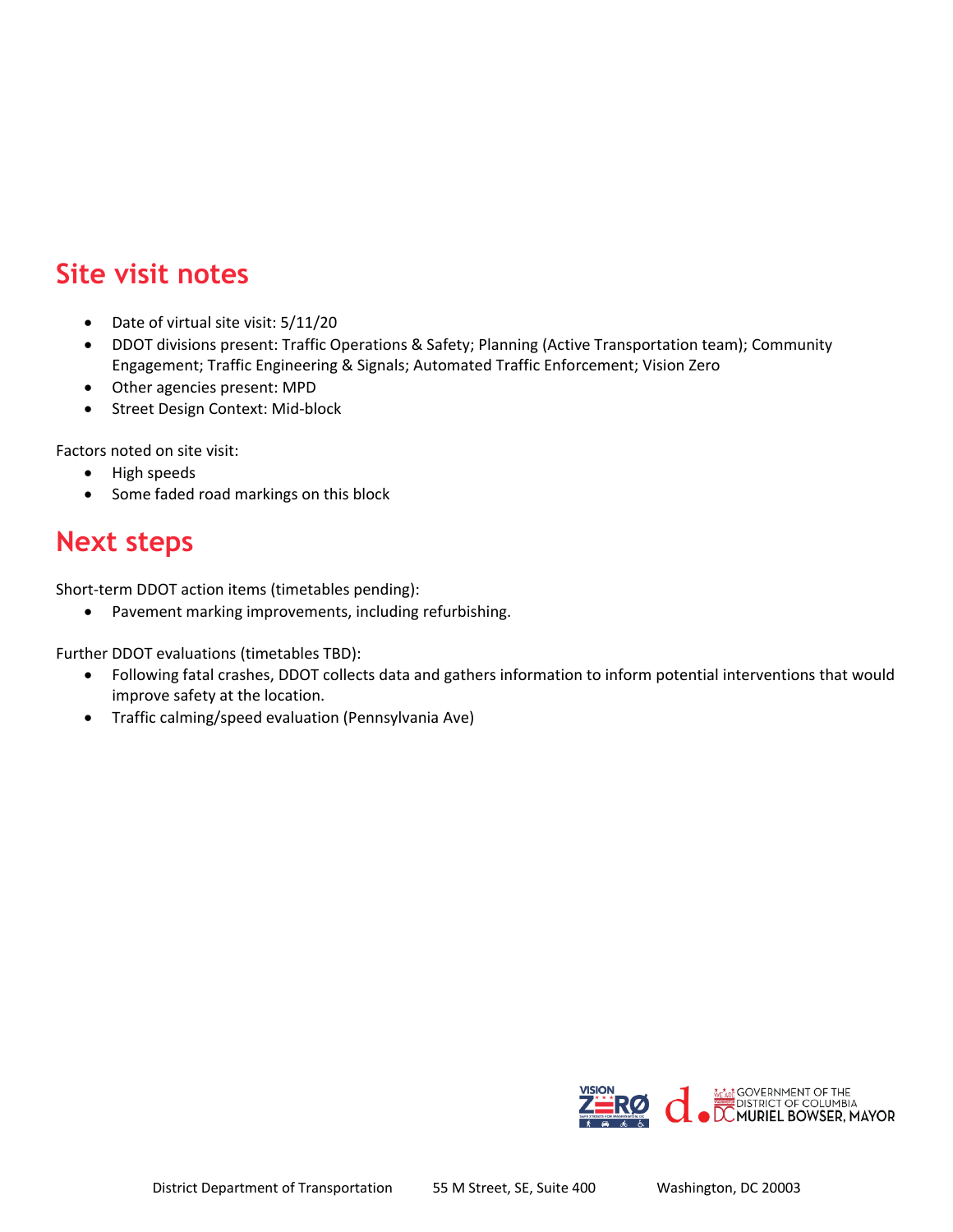## Site visit notes

- Date of virtual site visit: 5/11/20
- DDOT divisions present: Traffic Operations & Safety; Planning (Active Transportation team); Community Engagement; Traffic Engineering & Signals; Automated Traffic Enforcement; Vision Zero
- Other agencies present: MPD
- Street Design Context: Mid-block

Factors noted on site visit:

- High speeds
- Some faded road markings on this block

## Next steps

Short-term DDOT action items (timetables pending):

- Pavement marking improvements, including refurbishing.

Further DDOT evaluations (timetables TBD):

- Following fatal crashes, DDOT collects data and gathers information to inform potential interventions that would improve safety at the location.
- Traffic calming/speed evaluation (Pennsylvania Ave)